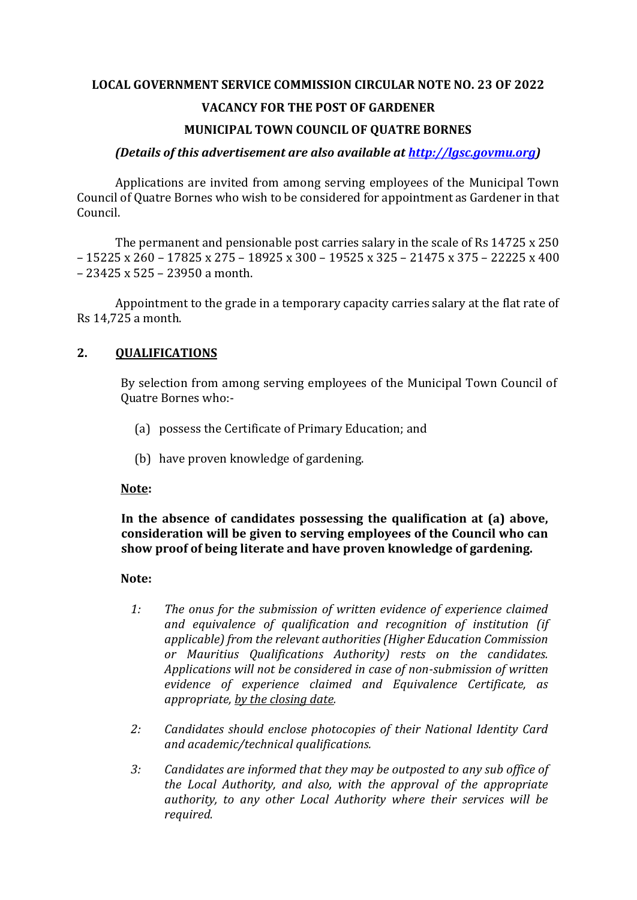**LOCAL GOVERNMENT SERVICE COMMISSION CIRCULAR NOTE NO. 23 OF 2022**

**VACANCY FOR THE POST OF GARDENER**

**MUNICIPAL TOWN COUNCIL OF QUATRE BORNES**

***(Details of this advertisement are also available at [http://lgsc.govmu.org](http://lgsc.govmu.org))***

Applications are invited from among serving employees of the Municipal Town Council of Quatre Bornes who wish to be considered for appointment as Gardener in that Council.

The permanent and pensionable post carries salary in the scale of Rs 14725 x 250 – 15225 x 260 – 17825 x 275 – 18925 x 300 – 19525 x 325 – 21475 x 375 – 22225 x 400 – 23425 x 525 – 23950 a month.

Appointment to the grade in a temporary capacity carries salary at the flat rate of Rs 14,725 a month.

## 2. QUALIFICATIONS

By selection from among serving employees of the Municipal Town Council of Quatre Bornes who:-

(a) possess the Certificate of Primary Education; and

(b) have proven knowledge of gardening.

**Note:**

**In the absence of candidates possessing the qualification at (a) above, consideration will be given to serving employees of the Council who can show proof of being literate and have proven knowledge of gardening.**

**Note:**

1: *The onus for the submission of written evidence of experience claimed and equivalence of qualification and recognition of institution (if applicable) from the relevant authorities (Higher Education Commission or Mauritius Qualifications Authority) rests on the candidates. Applications will not be considered in case of non-submission of written evidence of experience claimed and Equivalence Certificate, as appropriate, by the closing date.*

2: *Candidates should enclose photocopies of their National Identity Card and academic/technical qualifications.*

3: *Candidates are informed that they may be outposted to any sub office of the Local Authority, and also, with the approval of the appropriate authority, to any other Local Authority where their services will be required.*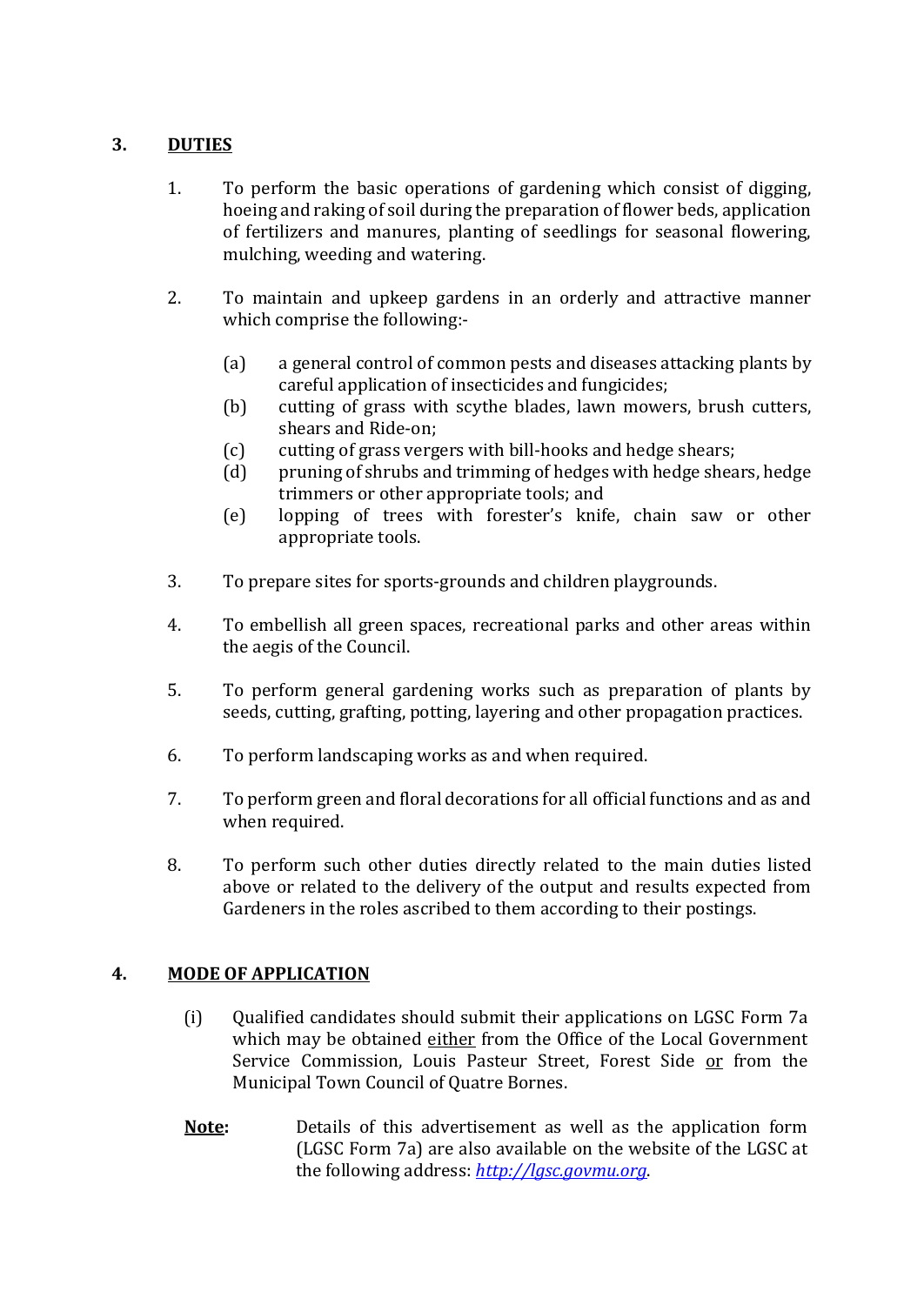## 3. DUTIES

1. To perform the basic operations of gardening which consist of digging, hoeing and raking of soil during the preparation of flower beds, application of fertilizers and manures, planting of seedlings for seasonal flowering, mulching, weeding and watering.

2. To maintain and upkeep gardens in an orderly and attractive manner which comprise the following:-

   (a) a general control of common pests and diseases attacking plants by careful application of insecticides and fungicides;
   
   (b) cutting of grass with scythe blades, lawn mowers, brush cutters, shears and Ride-on;
   
   (c) cutting of grass vergers with bill-hooks and hedge shears;
   
   (d) pruning of shrubs and trimming of hedges with hedge shears, hedge trimmers or other appropriate tools; and
   
   (e) lopping of trees with forester's knife, chain saw or other appropriate tools.

3. To prepare sites for sports-grounds and children playgrounds.

4. To embellish all green spaces, recreational parks and other areas within the aegis of the Council.

5. To perform general gardening works such as preparation of plants by seeds, cutting, grafting, potting, layering and other propagation practices.

6. To perform landscaping works as and when required.

7. To perform green and floral decorations for all official functions and as and when required.

8. To perform such other duties directly related to the main duties listed above or related to the delivery of the output and results expected from Gardeners in the roles ascribed to them according to their postings.

## 4. MODE OF APPLICATION

(i) Qualified candidates should submit their applications on LGSC Form 7a which may be obtained <u>either</u> from the Office of the Local Government Service Commission, Louis Pasteur Street, Forest Side <u>or</u> from the Municipal Town Council of Quatre Bornes.

**<u>Note</u>:** Details of this advertisement as well as the application form (LGSC Form 7a) are also available on the website of the LGSC at the following address: *<u>http://lgsc.govmu.org</u>*.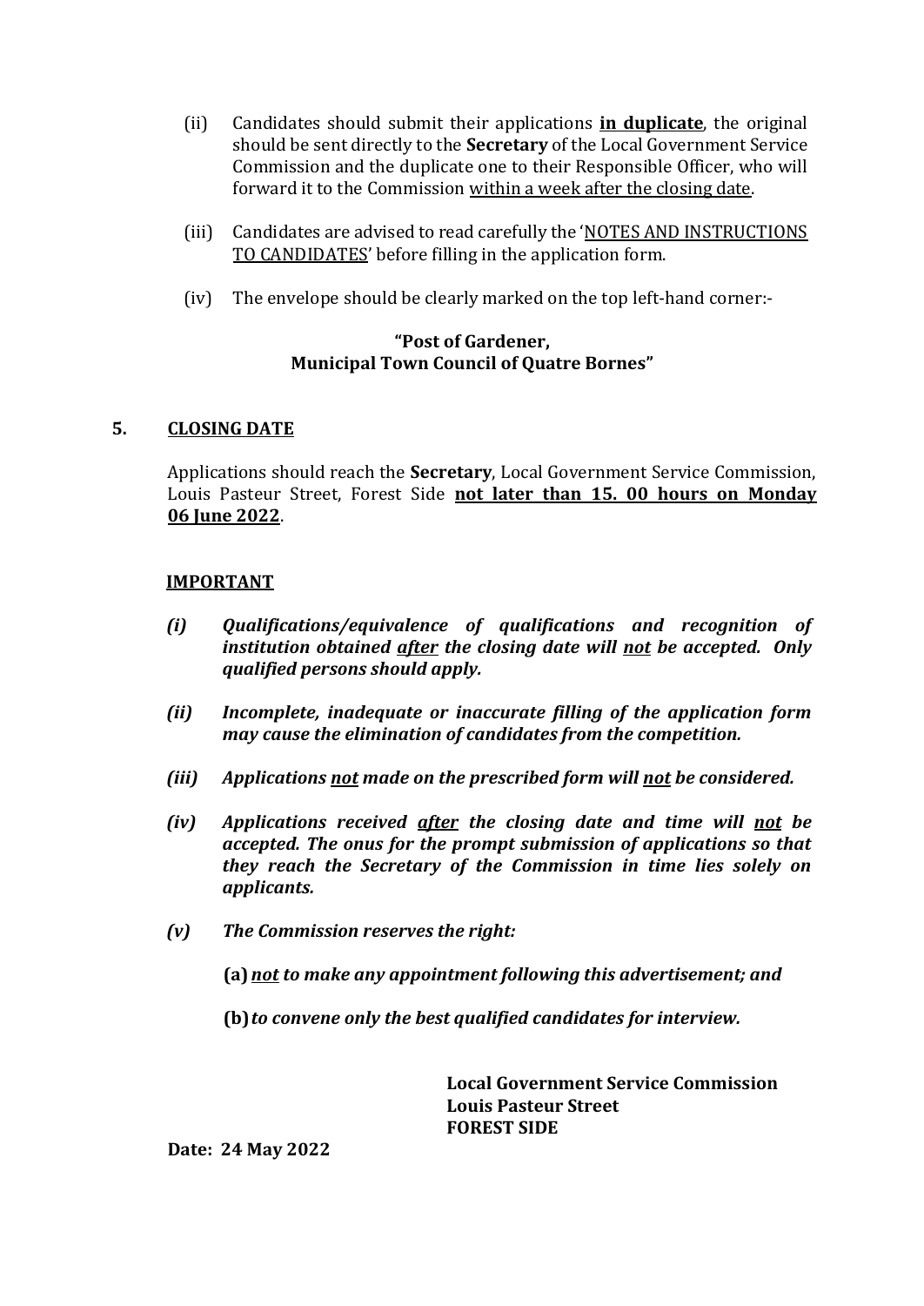(ii) Candidates should submit their applications **<u>in duplicate</u>**, the original should be sent directly to the **Secretary** of the Local Government Service Commission and the duplicate one to their Responsible Officer, who will forward it to the Commission <u>within a week after the closing date</u>.

(iii) Candidates are advised to read carefully the '<u>NOTES AND INSTRUCTIONS TO CANDIDATES</u>' before filling in the application form.

(iv) The envelope should be clearly marked on the top left-hand corner:-

**"Post of Gardener,**
**Municipal Town Council of Quatre Bornes"**

## 5. <u>CLOSING DATE</u>

Applications should reach the **Secretary**, Local Government Service Commission, Louis Pasteur Street, Forest Side **<u>not later than 15. 00 hours on Monday 06 June 2022</u>**.

**<u>IMPORTANT</u>**

***(i) Qualifications/equivalence of qualifications and recognition of institution obtained <u>after</u> the closing date will <u>not</u> be accepted. Only qualified persons should apply.***

***(ii) Incomplete, inadequate or inaccurate filling of the application form may cause the elimination of candidates from the competition.***

***(iii) Applications <u>not</u> made on the prescribed form will <u>not</u> be considered.***

***(iv) Applications received <u>after</u> the closing date and time will <u>not</u> be accepted. The onus for the prompt submission of applications so that they reach the Secretary of the Commission in time lies solely on applicants.***

***(v) The Commission reserves the right:***

***(a) <u>not</u> to make any appointment following this advertisement; and***

***(b) to convene only the best qualified candidates for interview.***

**Local Government Service Commission**
**Louis Pasteur Street**
**FOREST SIDE**

**Date: 24 May 2022**